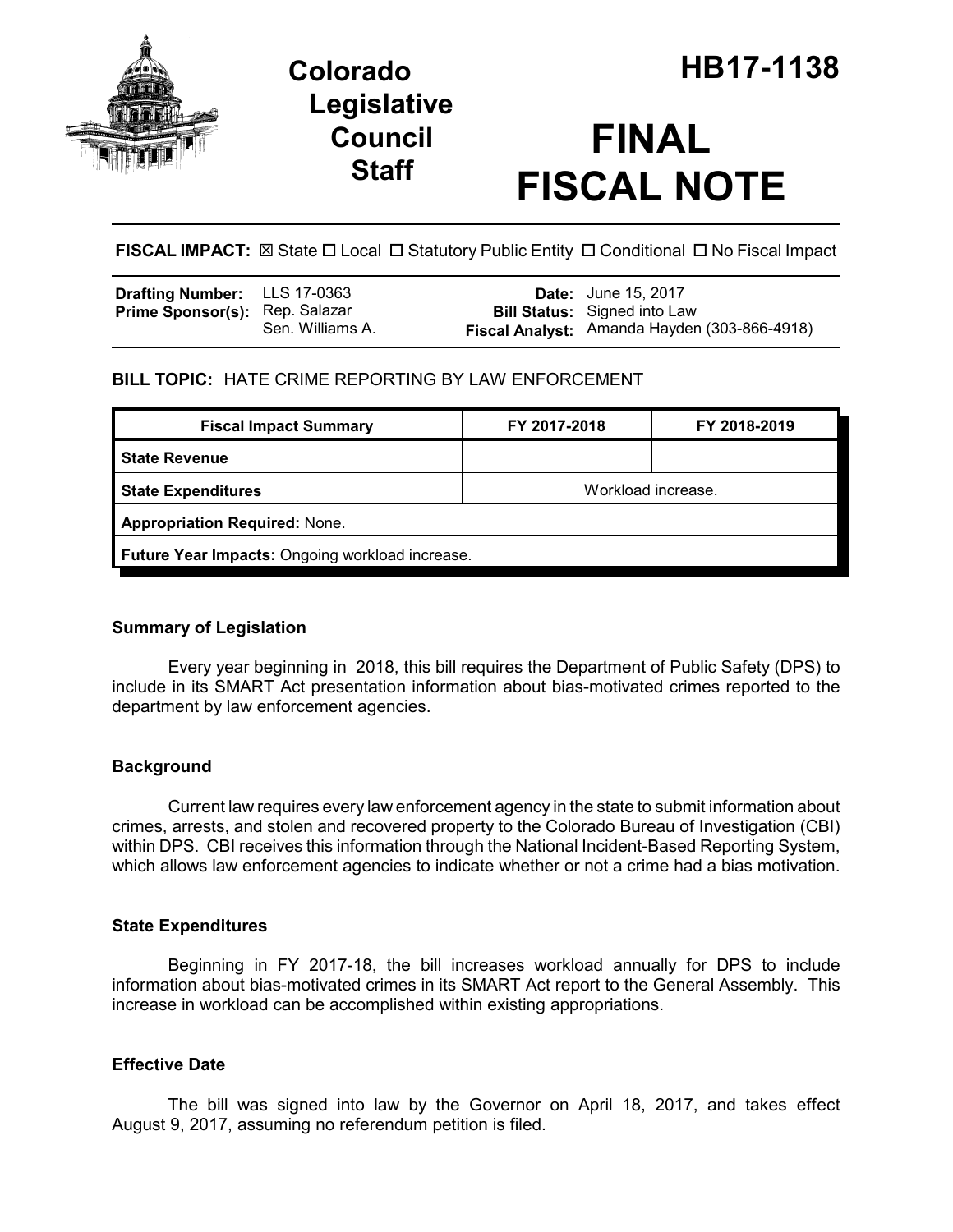# Colorado Legislative Council Staff

# HB17-1138

# FINAL FISCAL NOTE

**FISCAL IMPACT:** ☒ State ☐ Local ☐ Statutory Public Entity ☐ Conditional ☐ No Fiscal Impact

| | | | |
|---|---|---|---|
| **Drafting Number:** | LLS 17-0363 | **Date:** | June 15, 2017 |
| **Prime Sponsor(s):** | Rep. Salazar<br>Sen. Williams A. | **Bill Status:** | Signed into Law |
| | | **Fiscal Analyst:** | Amanda Hayden (303-866-4918) |

**BILL TOPIC:** HATE CRIME REPORTING BY LAW ENFORCEMENT

| Fiscal Impact Summary | FY 2017-2018 | FY 2018-2019 |
|---|---|---|
| **State Revenue** | | |
| **State Expenditures** | Workload increase. | |
| **Appropriation Required:** None. | | |
| **Future Year Impacts:** Ongoing workload increase. | | |

### Summary of Legislation

Every year beginning in 2018, this bill requires the Department of Public Safety (DPS) to include in its SMART Act presentation information about bias-motivated crimes reported to the department by law enforcement agencies.

### Background

Current law requires every law enforcement agency in the state to submit information about crimes, arrests, and stolen and recovered property to the Colorado Bureau of Investigation (CBI) within DPS. CBI receives this information through the National Incident-Based Reporting System, which allows law enforcement agencies to indicate whether or not a crime had a bias motivation.

### State Expenditures

Beginning in FY 2017-18, the bill increases workload annually for DPS to include information about bias-motivated crimes in its SMART Act report to the General Assembly. This increase in workload can be accomplished within existing appropriations.

### Effective Date

The bill was signed into law by the Governor on April 18, 2017, and takes effect August 9, 2017, assuming no referendum petition is filed.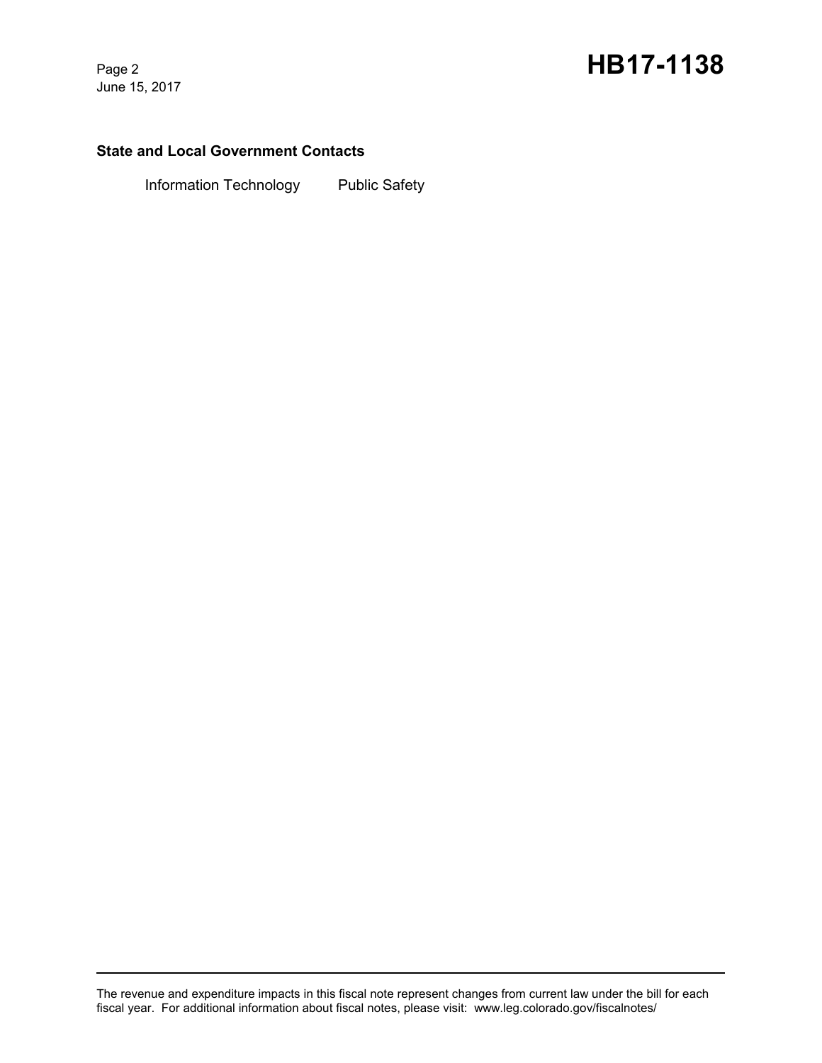**State and Local Government Contacts**

Information Technology Public Safety

The revenue and expenditure impacts in this fiscal note represent changes from current law under the bill for each fiscal year. For additional information about fiscal notes, please visit: www.leg.colorado.gov/fiscalnotes/